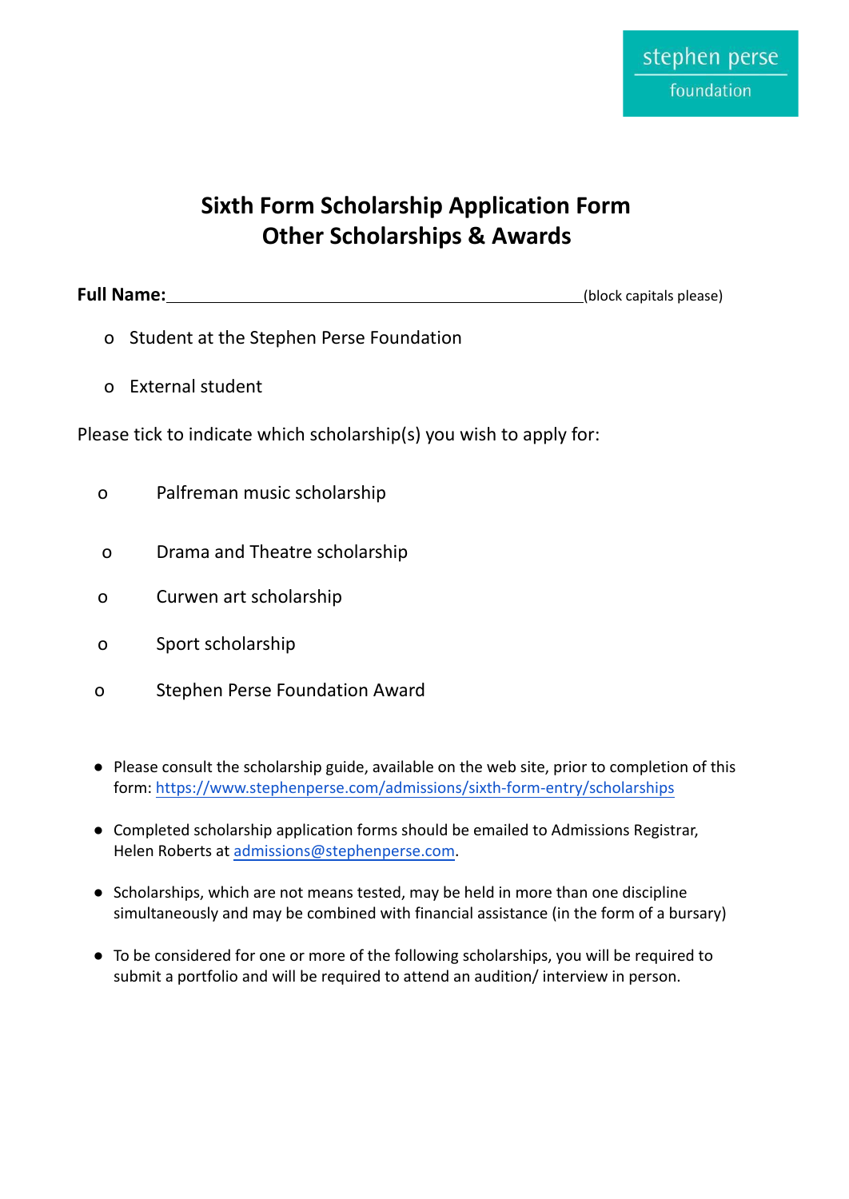stephen perse foundation

# Sixth Form Scholarship Application Form
# Other Scholarships & Awards

**Full Name:**\_\_\_\_\_\_\_\_\_\_\_\_\_\_\_\_\_\_\_\_\_\_\_\_\_\_\_\_\_\_\_\_\_\_\_\_\_\_\_\_(block capitals please)

- o Student at the Stephen Perse Foundation
- o External student

Please tick to indicate which scholarship(s) you wish to apply for:

- o Palfreman music scholarship
- o Drama and Theatre scholarship
- o Curwen art scholarship
- o Sport scholarship
- o Stephen Perse Foundation Award

- Please consult the scholarship guide, available on the web site, prior to completion of this form: https://www.stephenperse.com/admissions/sixth-form-entry/scholarships
- Completed scholarship application forms should be emailed to Admissions Registrar, Helen Roberts at admissions@stephenperse.com.
- Scholarships, which are not means tested, may be held in more than one discipline simultaneously and may be combined with financial assistance (in the form of a bursary)
- To be considered for one or more of the following scholarships, you will be required to submit a portfolio and will be required to attend an audition/ interview in person.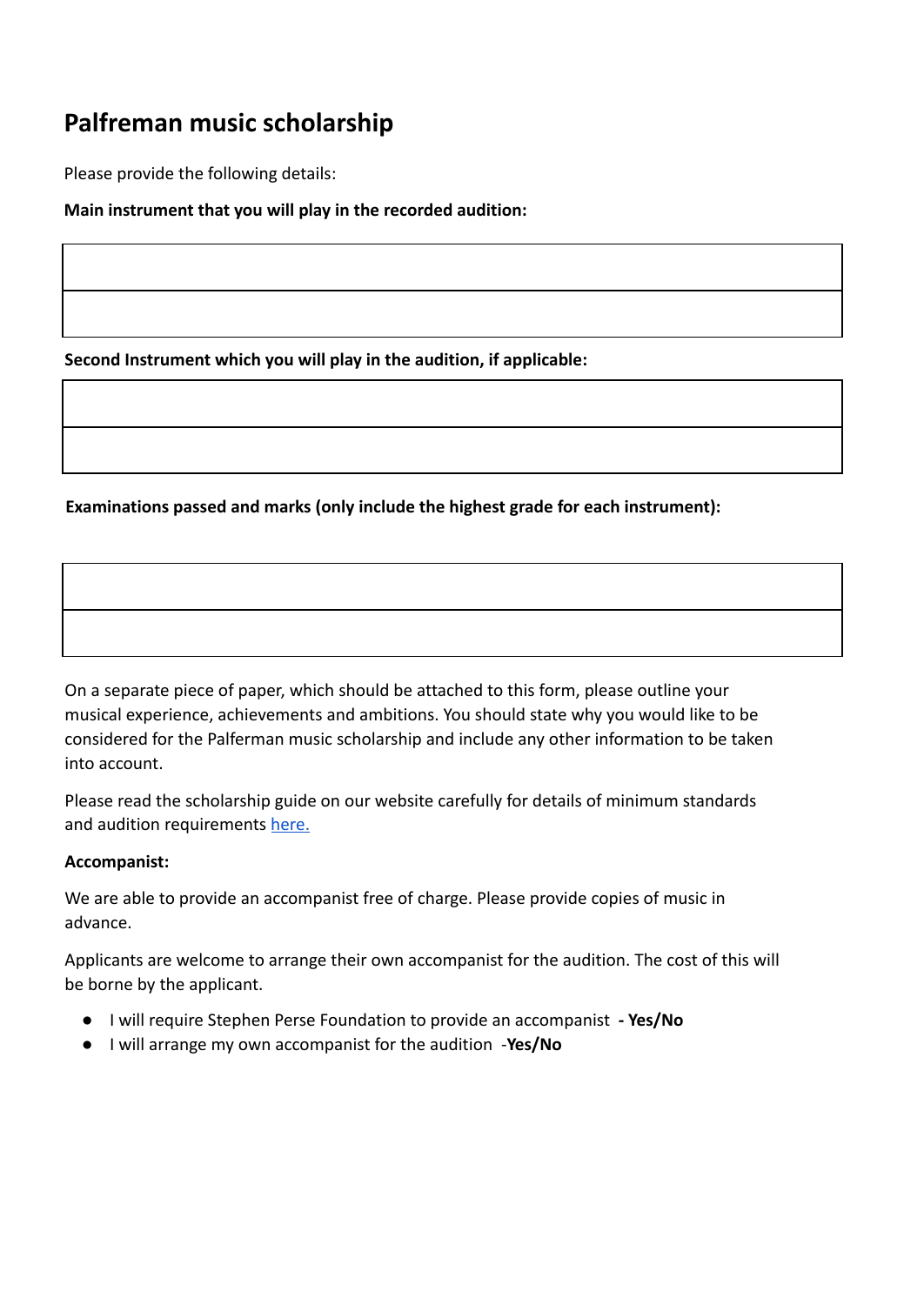## Palfreman music scholarship

Please provide the following details:

**Main instrument that you will play in the recorded audition:**

| |
|---|
| |

**Second Instrument which you will play in the audition, if applicable:**

| |
|---|
| |

**Examinations passed and marks (only include the highest grade for each instrument):**

| |
|---|
| |

On a separate piece of paper, which should be attached to this form, please outline your musical experience, achievements and ambitions. You should state why you would like to be considered for the Palferman music scholarship and include any other information to be taken into account.

Please read the scholarship guide on our website carefully for details of minimum standards and audition requirements [here.]

**Accompanist:**

We are able to provide an accompanist free of charge. Please provide copies of music in advance.

Applicants are welcome to arrange their own accompanist for the audition. The cost of this will be borne by the applicant.

- I will require Stephen Perse Foundation to provide an accompanist **- Yes/No**
- I will arrange my own accompanist for the audition -**Yes/No**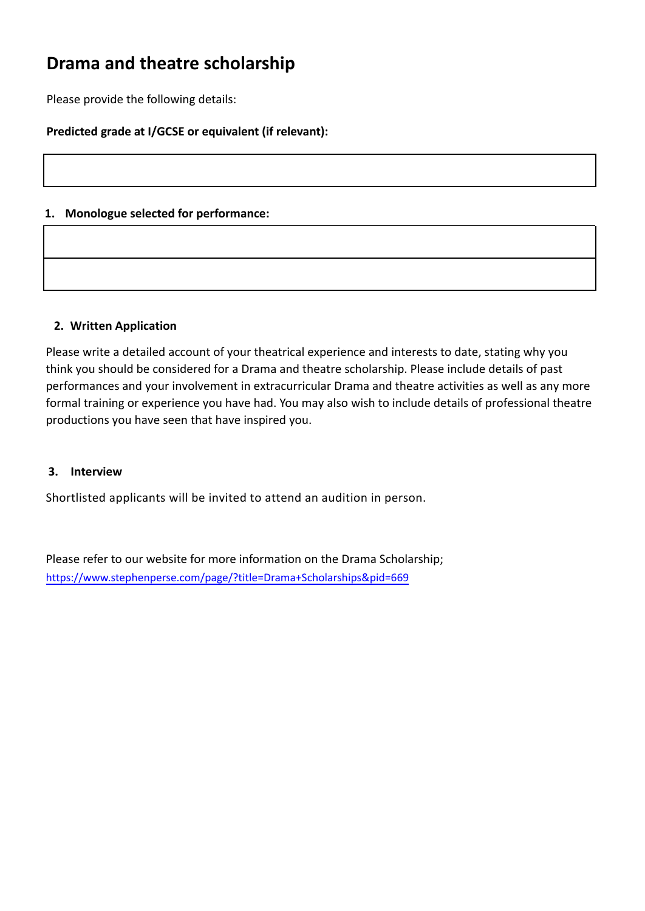# Drama and theatre scholarship

Please provide the following details:

**Predicted grade at I/GCSE or equivalent (if relevant):**

| |
|---|

1. **Monologue selected for performance:**

| |
|---|
| |

2. **Written Application**

Please write a detailed account of your theatrical experience and interests to date, stating why you think you should be considered for a Drama and theatre scholarship. Please include details of past performances and your involvement in extracurricular Drama and theatre activities as well as any more formal training or experience you have had. You may also wish to include details of professional theatre productions you have seen that have inspired you.

3. **Interview**

Shortlisted applicants will be invited to attend an audition in person.

Please refer to our website for more information on the Drama Scholarship; https://www.stephenperse.com/page/?title=Drama+Scholarships&pid=669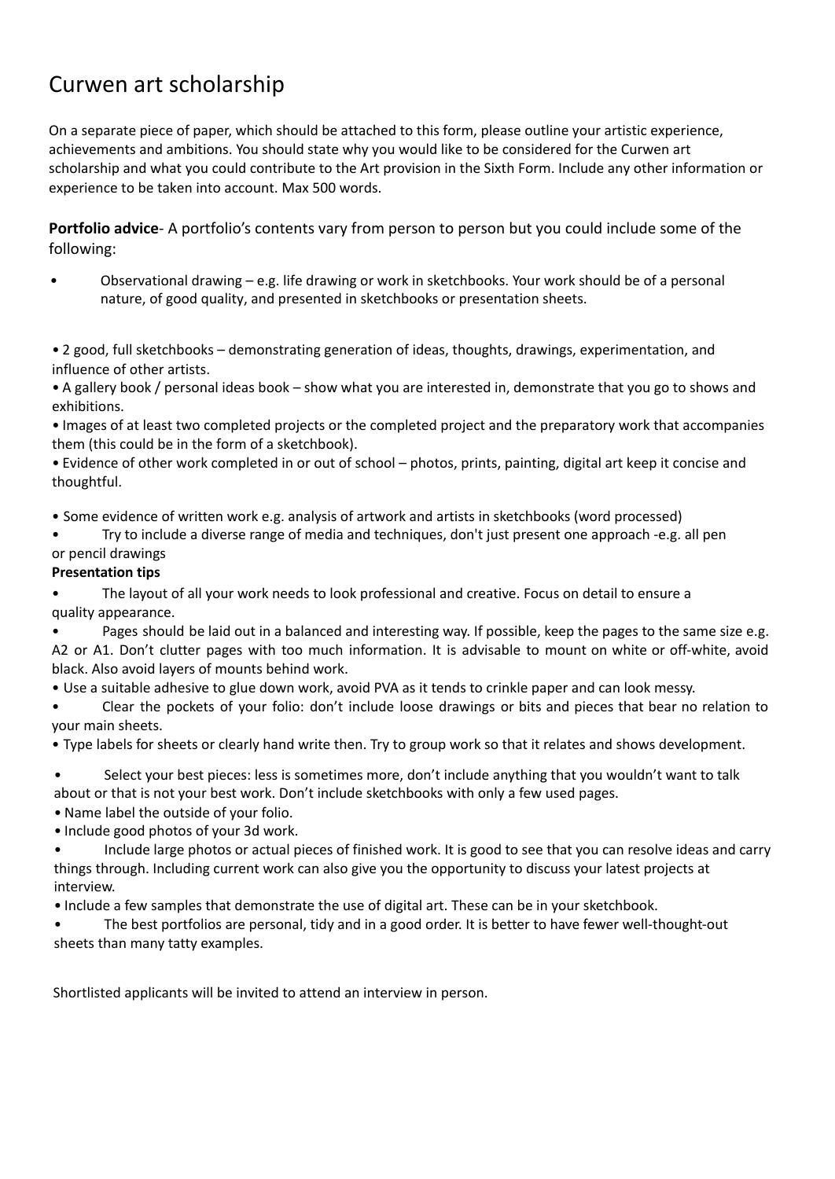# Curwen art scholarship

On a separate piece of paper, which should be attached to this form, please outline your artistic experience, achievements and ambitions. You should state why you would like to be considered for the Curwen art scholarship and what you could contribute to the Art provision in the Sixth Form. Include any other information or experience to be taken into account. Max 500 words.

**Portfolio advice**- A portfolio's contents vary from person to person but you could include some of the following:

- Observational drawing – e.g. life drawing or work in sketchbooks. Your work should be of a personal nature, of good quality, and presented in sketchbooks or presentation sheets.
- 2 good, full sketchbooks – demonstrating generation of ideas, thoughts, drawings, experimentation, and influence of other artists.
- A gallery book / personal ideas book – show what you are interested in, demonstrate that you go to shows and exhibitions.
- Images of at least two completed projects or the completed project and the preparatory work that accompanies them (this could be in the form of a sketchbook).
- Evidence of other work completed in or out of school – photos, prints, painting, digital art keep it concise and thoughtful.
- Some evidence of written work e.g. analysis of artwork and artists in sketchbooks (word processed)
- Try to include a diverse range of media and techniques, don't just present one approach -e.g. all pen or pencil drawings

**Presentation tips**

- The layout of all your work needs to look professional and creative. Focus on detail to ensure a quality appearance.
- Pages should be laid out in a balanced and interesting way. If possible, keep the pages to the same size e.g. A2 or A1. Don't clutter pages with too much information. It is advisable to mount on white or off-white, avoid black. Also avoid layers of mounts behind work.
- Use a suitable adhesive to glue down work, avoid PVA as it tends to crinkle paper and can look messy.
- Clear the pockets of your folio: don't include loose drawings or bits and pieces that bear no relation to your main sheets.
- Type labels for sheets or clearly hand write then. Try to group work so that it relates and shows development.
- Select your best pieces: less is sometimes more, don't include anything that you wouldn't want to talk about or that is not your best work. Don't include sketchbooks with only a few used pages.
- Name label the outside of your folio.
- Include good photos of your 3d work.
- Include large photos or actual pieces of finished work. It is good to see that you can resolve ideas and carry things through. Including current work can also give you the opportunity to discuss your latest projects at interview.
- Include a few samples that demonstrate the use of digital art. These can be in your sketchbook.
- The best portfolios are personal, tidy and in a good order. It is better to have fewer well-thought-out sheets than many tatty examples.

Shortlisted applicants will be invited to attend an interview in person.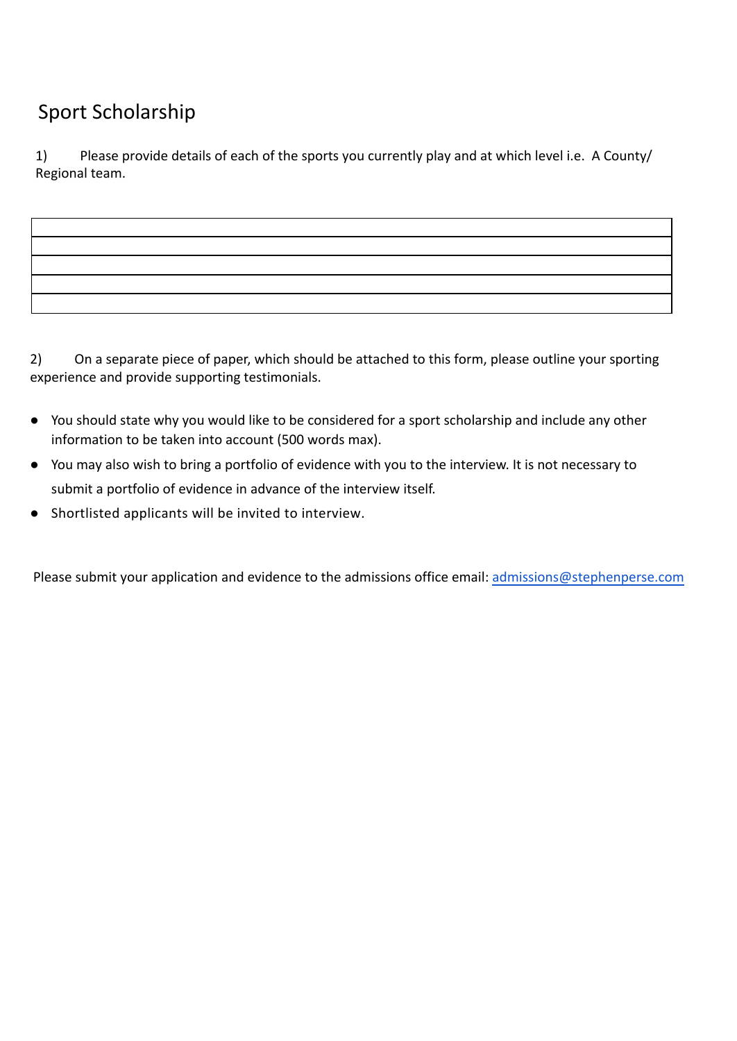# Sport Scholarship

1) Please provide details of each of the sports you currently play and at which level i.e. A County/ Regional team.

| |
|---|
| |
| |
| |
| |

2) On a separate piece of paper, which should be attached to this form, please outline your sporting experience and provide supporting testimonials.

- You should state why you would like to be considered for a sport scholarship and include any other information to be taken into account (500 words max).
- You may also wish to bring a portfolio of evidence with you to the interview. It is not necessary to submit a portfolio of evidence in advance of the interview itself.
- Shortlisted applicants will be invited to interview.

Please submit your application and evidence to the admissions office email: admissions@stephenperse.com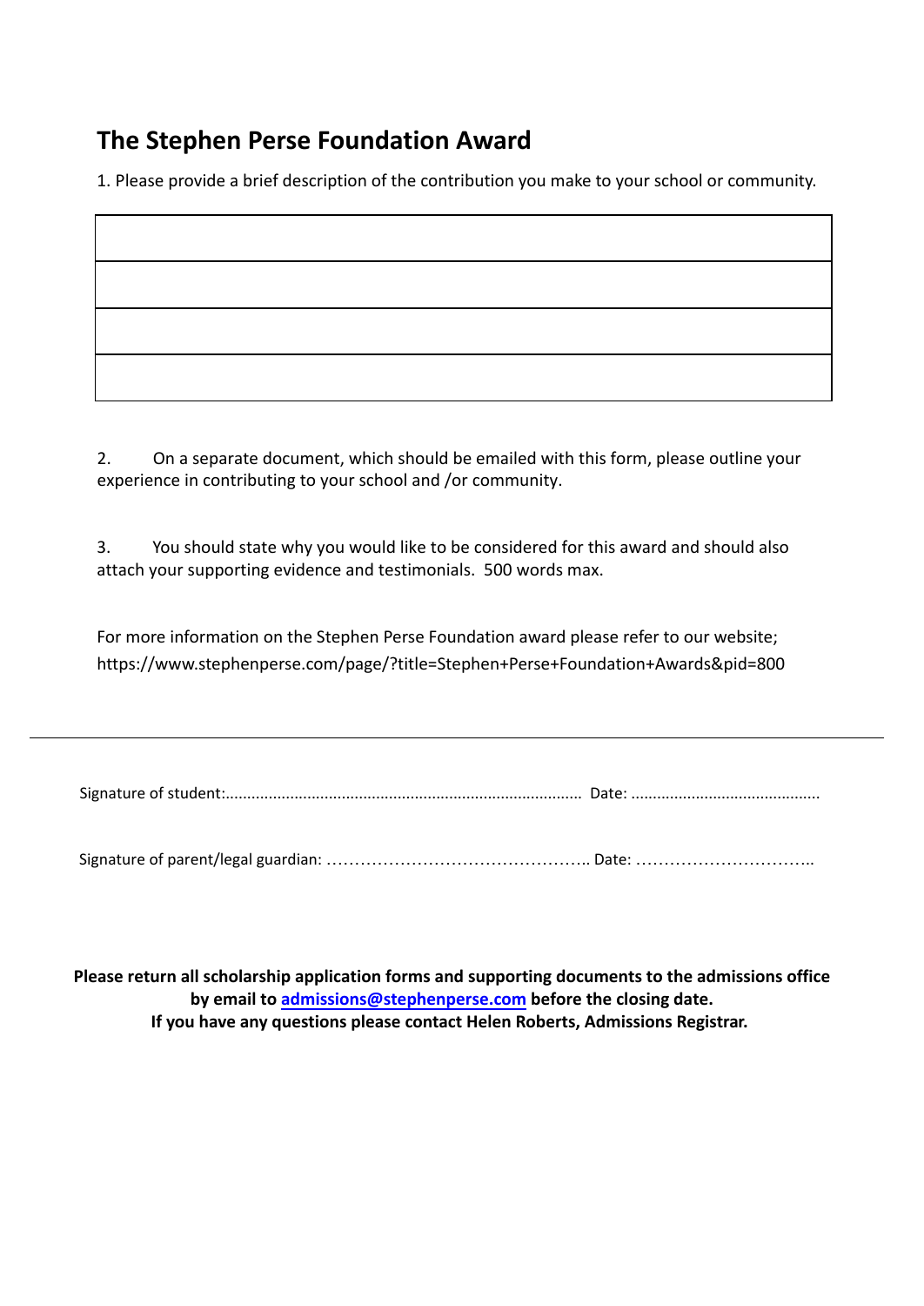## The Stephen Perse Foundation Award

1. Please provide a brief description of the contribution you make to your school or community.

| |
|---|
| |
| |
| |
| |

2. On a separate document, which should be emailed with this form, please outline your experience in contributing to your school and /or community.

3. You should state why you would like to be considered for this award and should also attach your supporting evidence and testimonials. 500 words max.

For more information on the Stephen Perse Foundation award please refer to our website; https://www.stephenperse.com/page/?title=Stephen+Perse+Foundation+Awards&pid=800

---

Signature of student:................................................................................. Date: ..........................................

Signature of parent/legal guardian: ……………………………………….. Date: …………………………..

**Please return all scholarship application forms and supporting documents to the admissions office by email to [admissions@stephenperse.com](mailto:admissions@stephenperse.com) before the closing date.**
**If you have any questions please contact Helen Roberts, Admissions Registrar.**